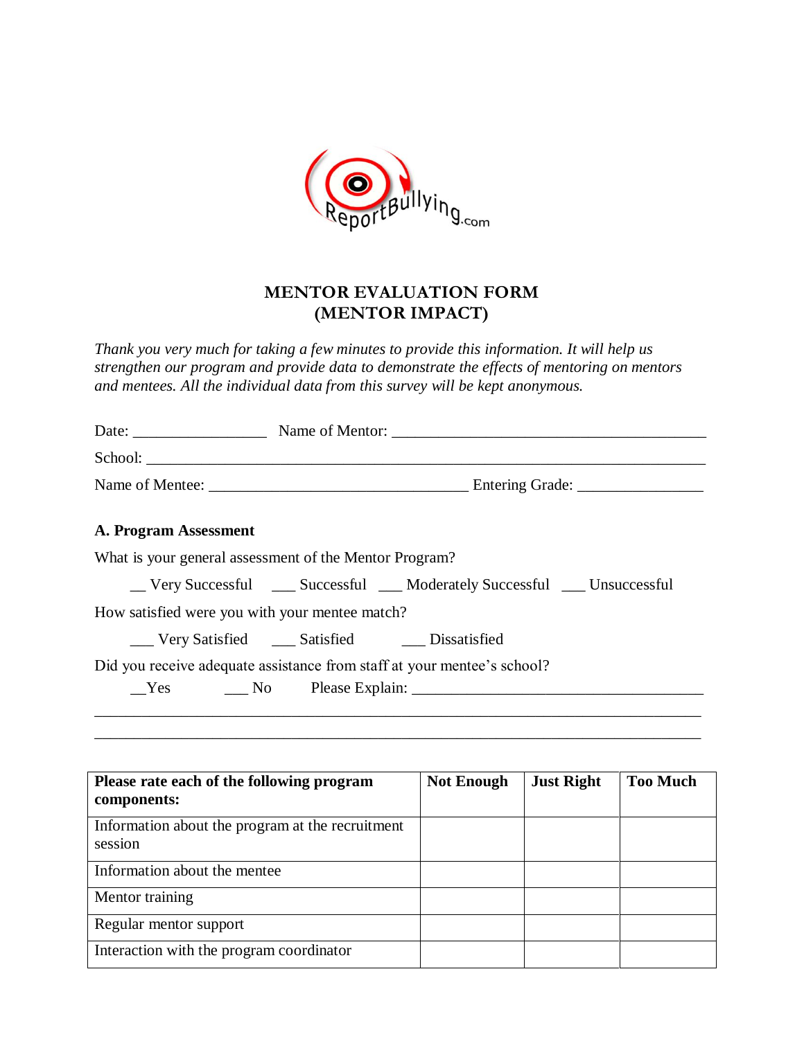# MENTOR EVALUATION FORM
# (MENTOR IMPACT)

*Thank you very much for taking a few minutes to provide this information. It will help us strengthen our program and provide data to demonstrate the effects of mentoring on mentors and mentees. All the individual data from this survey will be kept anonymous.*

Date: _________________ Name of Mentor: _________________________________________

School: ___________________________________________________________________________

Name of Mentee: __________________________________ Entering Grade: ________________

**A. Program Assessment**

What is your general assessment of the Mentor Program?

__ Very Successful ___ Successful ___ Moderately Successful ___ Unsuccessful

How satisfied were you with your mentee match?

___ Very Satisfied ___ Satisfied ___ Dissatisfied

Did you receive adequate assistance from staff at your mentee's school?

__Yes ___ No Please Explain: _____________________________________

________________________________________________________________________________

________________________________________________________________________________

| Please rate each of the following program components: | Not Enough | Just Right | Too Much |
| --- | --- | --- | --- |
| Information about the program at the recruitment session | | | |
| Information about the mentee | | | |
| Mentor training | | | |
| Regular mentor support | | | |
| Interaction with the program coordinator | | | |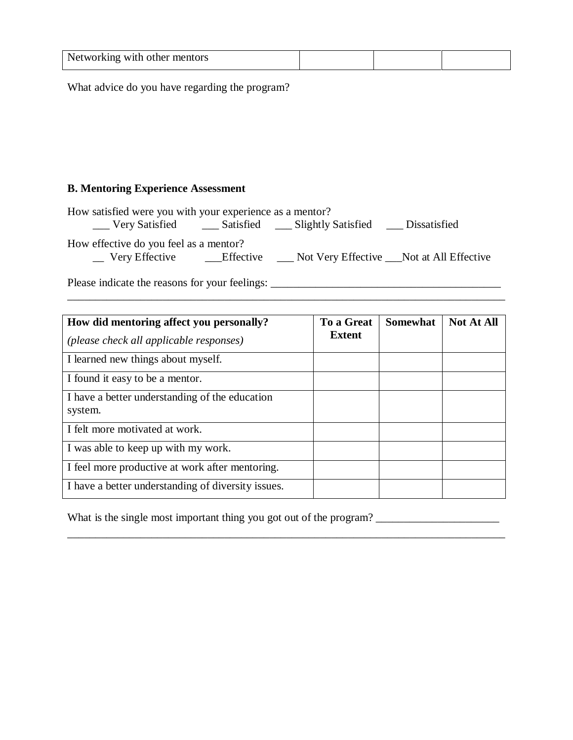| | | | |
|---|---|---|---|
| Networking with other mentors | | | |

What advice do you have regarding the program?

**B. Mentoring Experience Assessment**

How satisfied were you with your experience as a mentor?
___ Very Satisfied ___ Satisfied ___ Slightly Satisfied ___ Dissatisfied

How effective do you feel as a mentor?
__ Very Effective ___Effective ___ Not Very Effective ___Not at All Effective

Please indicate the reasons for your feelings: ________________________________________
________________________________________________________________________________

| **How did mentoring affect you personally?** *(please check all applicable responses)* | **To a Great Extent** | **Somewhat** | **Not At All** |
|---|---|---|---|
| I learned new things about myself. | | | |
| I found it easy to be a mentor. | | | |
| I have a better understanding of the education system. | | | |
| I felt more motivated at work. | | | |
| I was able to keep up with my work. | | | |
| I feel more productive at work after mentoring. | | | |
| I have a better understanding of diversity issues. | | | |

What is the single most important thing you got out of the program? ______________________
________________________________________________________________________________